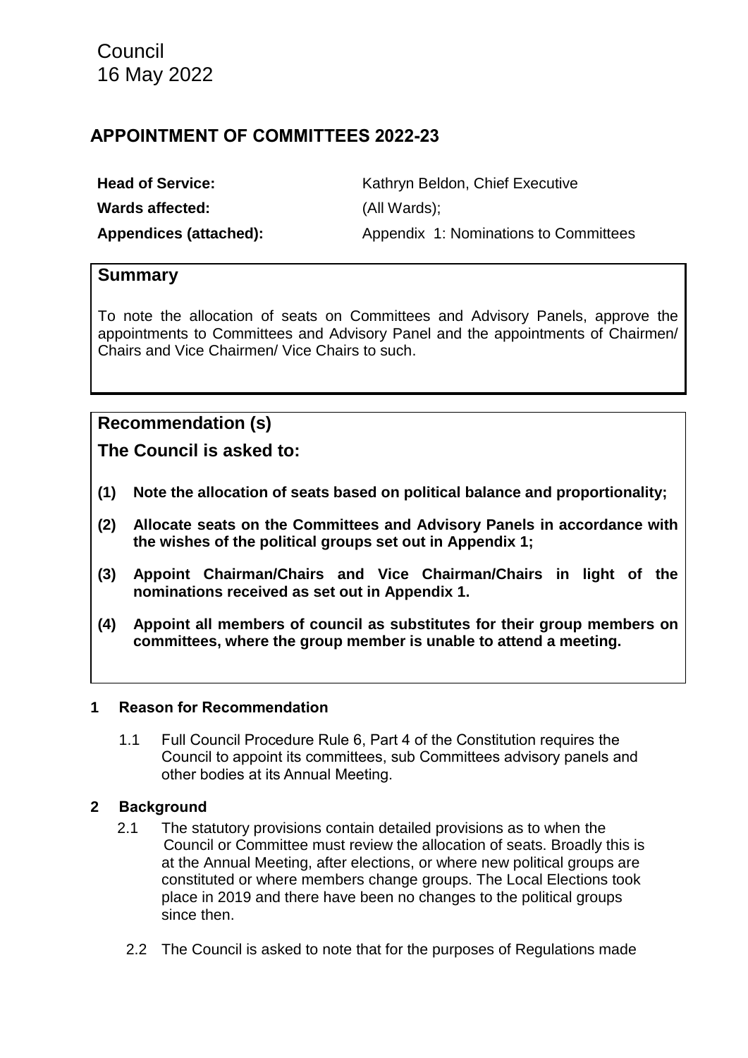Council
16 May 2022

# APPOINTMENT OF COMMITTEES 2022-23

| | |
|---|---|
| **Head of Service:** | Kathryn Beldon, Chief Executive |
| **Wards affected:** | (All Wards); |
| **Appendices (attached):** | Appendix 1: Nominations to Committees |

## Summary

To note the allocation of seats on Committees and Advisory Panels, approve the appointments to Committees and Advisory Panel and the appointments of Chairmen/ Chairs and Vice Chairmen/ Vice Chairs to such.

## Recommendation (s)

### The Council is asked to:

**(1) Note the allocation of seats based on political balance and proportionality;**

**(2) Allocate seats on the Committees and Advisory Panels in accordance with the wishes of the political groups set out in Appendix 1;**

**(3) Appoint Chairman/Chairs and Vice Chairman/Chairs in light of the nominations received as set out in Appendix 1.**

**(4) Appoint all members of council as substitutes for their group members on committees, where the group member is unable to attend a meeting.**

### 1 Reason for Recommendation

1.1 Full Council Procedure Rule 6, Part 4 of the Constitution requires the Council to appoint its committees, sub Committees advisory panels and other bodies at its Annual Meeting.

### 2 Background

2.1 The statutory provisions contain detailed provisions as to when the Council or Committee must review the allocation of seats. Broadly this is at the Annual Meeting, after elections, or where new political groups are constituted or where members change groups. The Local Elections took place in 2019 and there have been no changes to the political groups since then.

2.2 The Council is asked to note that for the purposes of Regulations made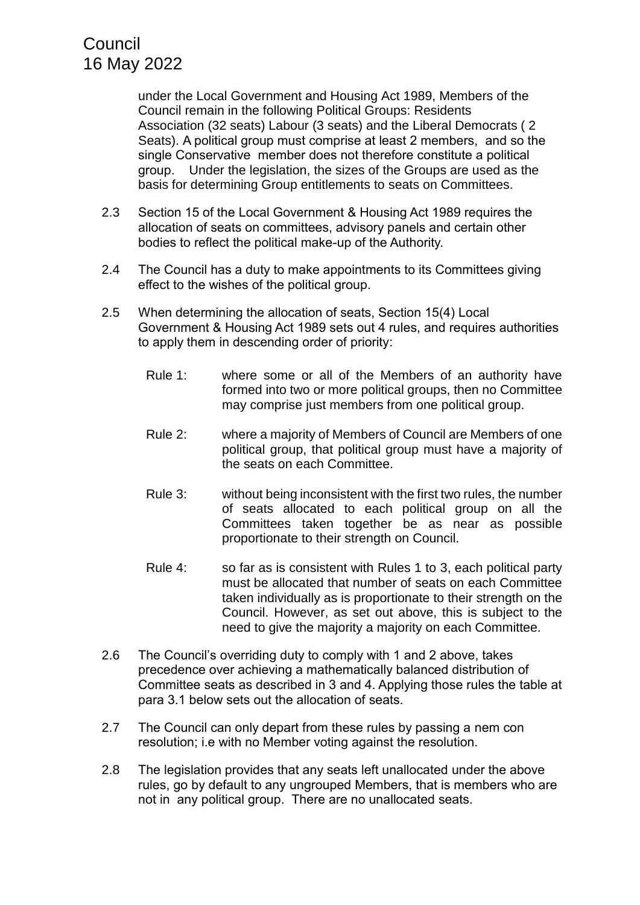under the Local Government and Housing Act 1989, Members of the Council remain in the following Political Groups: Residents Association (32 seats) Labour (3 seats) and the Liberal Democrats ( 2 Seats). A political group must comprise at least 2 members, and so the single Conservative member does not therefore constitute a political group. Under the legislation, the sizes of the Groups are used as the basis for determining Group entitlements to seats on Committees.

2.3 Section 15 of the Local Government & Housing Act 1989 requires the allocation of seats on committees, advisory panels and certain other bodies to reflect the political make-up of the Authority.

2.4 The Council has a duty to make appointments to its Committees giving effect to the wishes of the political group.

2.5 When determining the allocation of seats, Section 15(4) Local Government & Housing Act 1989 sets out 4 rules, and requires authorities to apply them in descending order of priority:

Rule 1: where some or all of the Members of an authority have formed into two or more political groups, then no Committee may comprise just members from one political group.

Rule 2: where a majority of Members of Council are Members of one political group, that political group must have a majority of the seats on each Committee.

Rule 3: without being inconsistent with the first two rules, the number of seats allocated to each political group on all the Committees taken together be as near as possible proportionate to their strength on Council.

Rule 4: so far as is consistent with Rules 1 to 3, each political party must be allocated that number of seats on each Committee taken individually as is proportionate to their strength on the Council. However, as set out above, this is subject to the need to give the majority a majority on each Committee.

2.6 The Council's overriding duty to comply with 1 and 2 above, takes precedence over achieving a mathematically balanced distribution of Committee seats as described in 3 and 4. Applying those rules the table at para 3.1 below sets out the allocation of seats.

2.7 The Council can only depart from these rules by passing a nem con resolution; i.e with no Member voting against the resolution.

2.8 The legislation provides that any seats left unallocated under the above rules, go by default to any ungrouped Members, that is members who are not in any political group. There are no unallocated seats.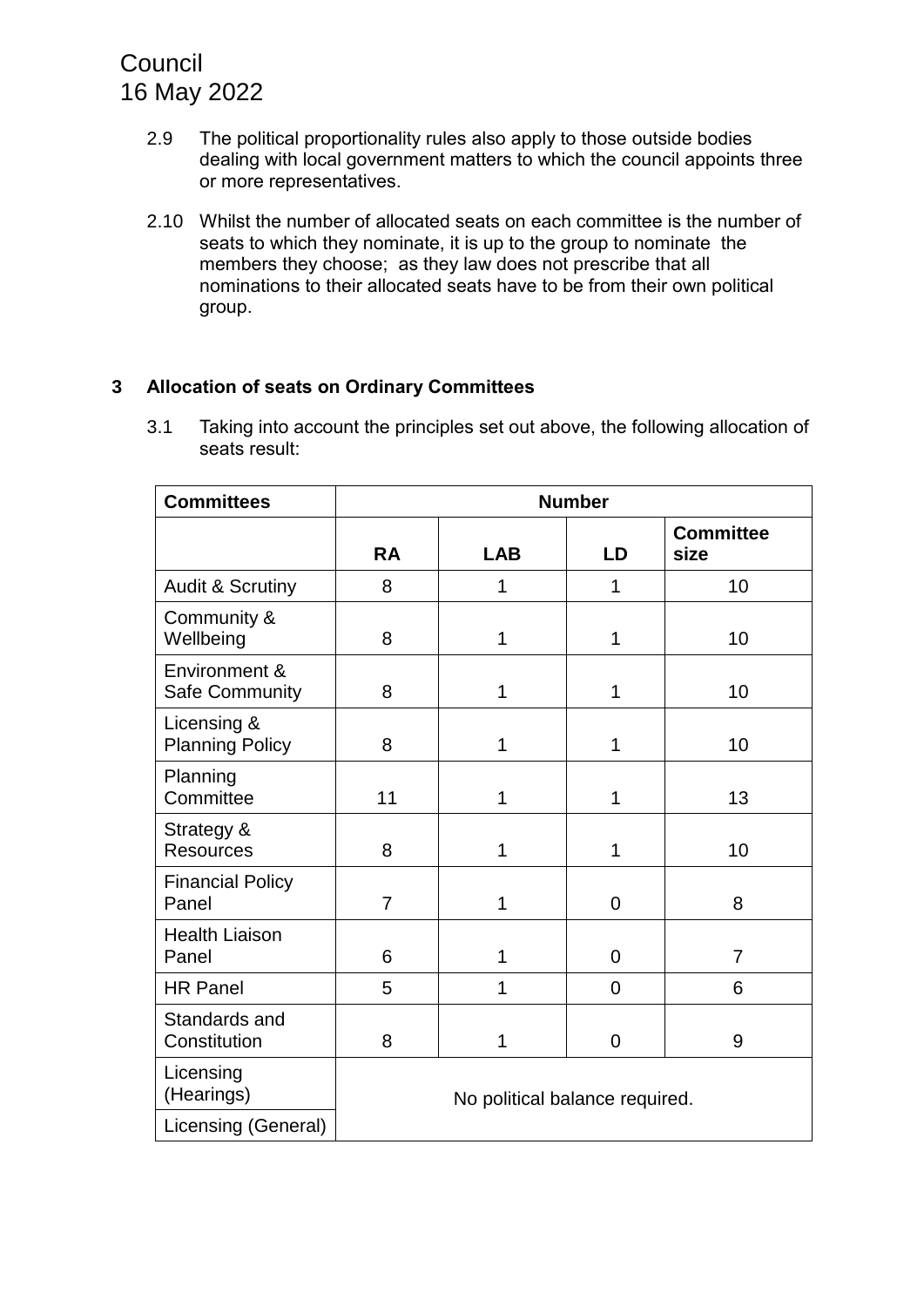2.9 The political proportionality rules also apply to those outside bodies dealing with local government matters to which the council appoints three or more representatives.

2.10 Whilst the number of allocated seats on each committee is the number of seats to which they nominate, it is up to the group to nominate the members they choose; as they law does not prescribe that all nominations to their allocated seats have to be from their own political group.

## 3 Allocation of seats on Ordinary Committees

3.1 Taking into account the principles set out above, the following allocation of seats result:

| Committees | Number | | | |
|---|---|---|---|---|
| | **RA** | **LAB** | **LD** | **Committee size** |
| Audit & Scrutiny | 8 | 1 | 1 | 10 |
| Community & Wellbeing | 8 | 1 | 1 | 10 |
| Environment & Safe Community | 8 | 1 | 1 | 10 |
| Licensing & Planning Policy | 8 | 1 | 1 | 10 |
| Planning Committee | 11 | 1 | 1 | 13 |
| Strategy & Resources | 8 | 1 | 1 | 10 |
| Financial Policy Panel | 7 | 1 | 0 | 8 |
| Health Liaison Panel | 6 | 1 | 0 | 7 |
| HR Panel | 5 | 1 | 0 | 6 |
| Standards and Constitution | 8 | 1 | 0 | 9 |
| Licensing (Hearings) | No political balance required. | | | |
| Licensing (General) | | | | |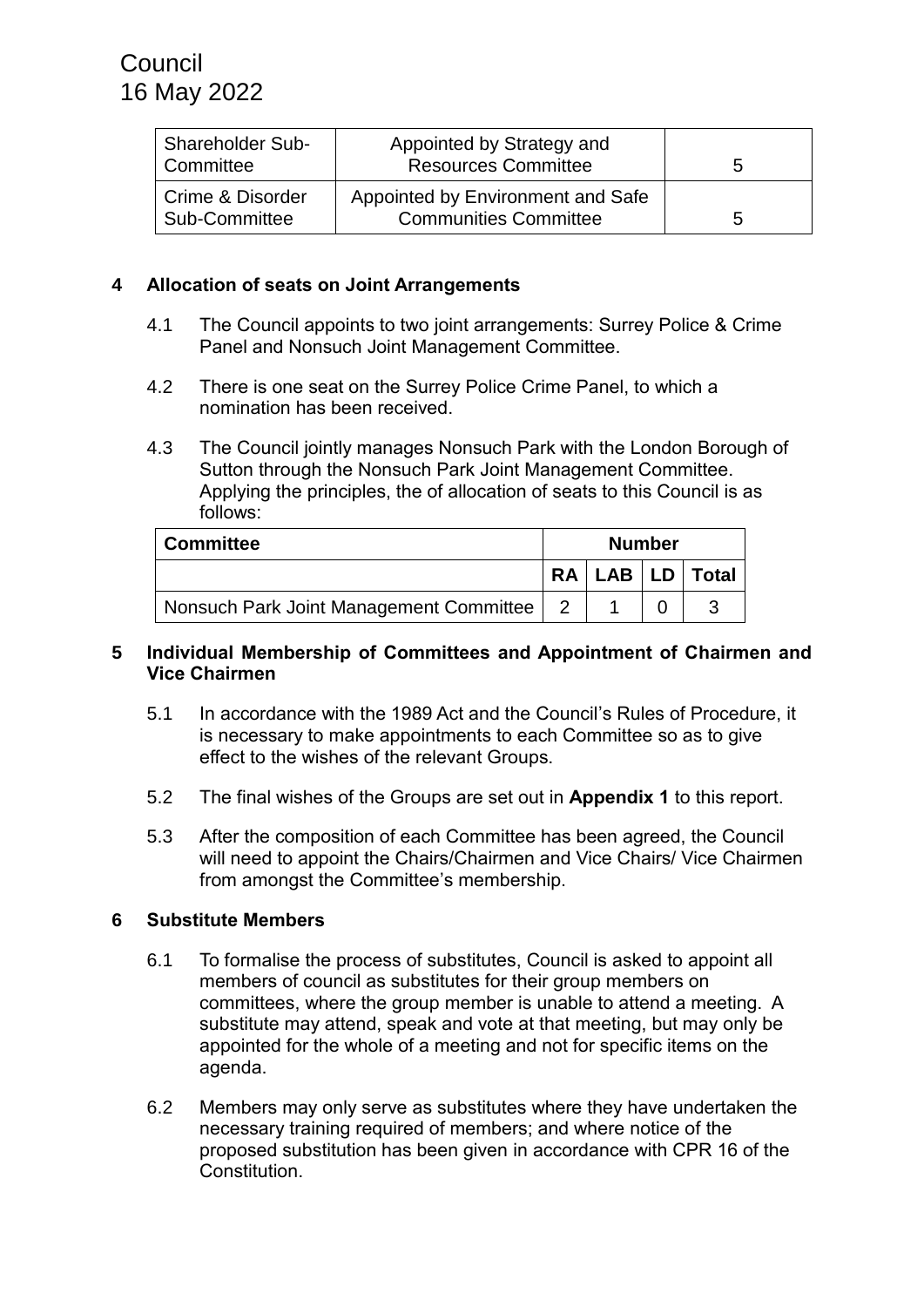| Shareholder Sub-Committee | Appointed by Strategy and Resources Committee | 5 |
|---|---|---|
| Crime & Disorder Sub-Committee | Appointed by Environment and Safe Communities Committee | 5 |

**4 Allocation of seats on Joint Arrangements**

4.1 The Council appoints to two joint arrangements: Surrey Police & Crime Panel and Nonsuch Joint Management Committee.

4.2 There is one seat on the Surrey Police Crime Panel, to which a nomination has been received.

4.3 The Council jointly manages Nonsuch Park with the London Borough of Sutton through the Nonsuch Park Joint Management Committee. Applying the principles, the of allocation of seats to this Council is as follows:

| Committee | Number | | | |
|---|---|---|---|---|
| | RA | LAB | LD | Total |
| Nonsuch Park Joint Management Committee | 2 | 1 | 0 | 3 |

**5 Individual Membership of Committees and Appointment of Chairmen and Vice Chairmen**

5.1 In accordance with the 1989 Act and the Council's Rules of Procedure, it is necessary to make appointments to each Committee so as to give effect to the wishes of the relevant Groups.

5.2 The final wishes of the Groups are set out in **Appendix 1** to this report.

5.3 After the composition of each Committee has been agreed, the Council will need to appoint the Chairs/Chairmen and Vice Chairs/ Vice Chairmen from amongst the Committee's membership.

**6 Substitute Members**

6.1 To formalise the process of substitutes, Council is asked to appoint all members of council as substitutes for their group members on committees, where the group member is unable to attend a meeting. A substitute may attend, speak and vote at that meeting, but may only be appointed for the whole of a meeting and not for specific items on the agenda.

6.2 Members may only serve as substitutes where they have undertaken the necessary training required of members; and where notice of the proposed substitution has been given in accordance with CPR 16 of the Constitution.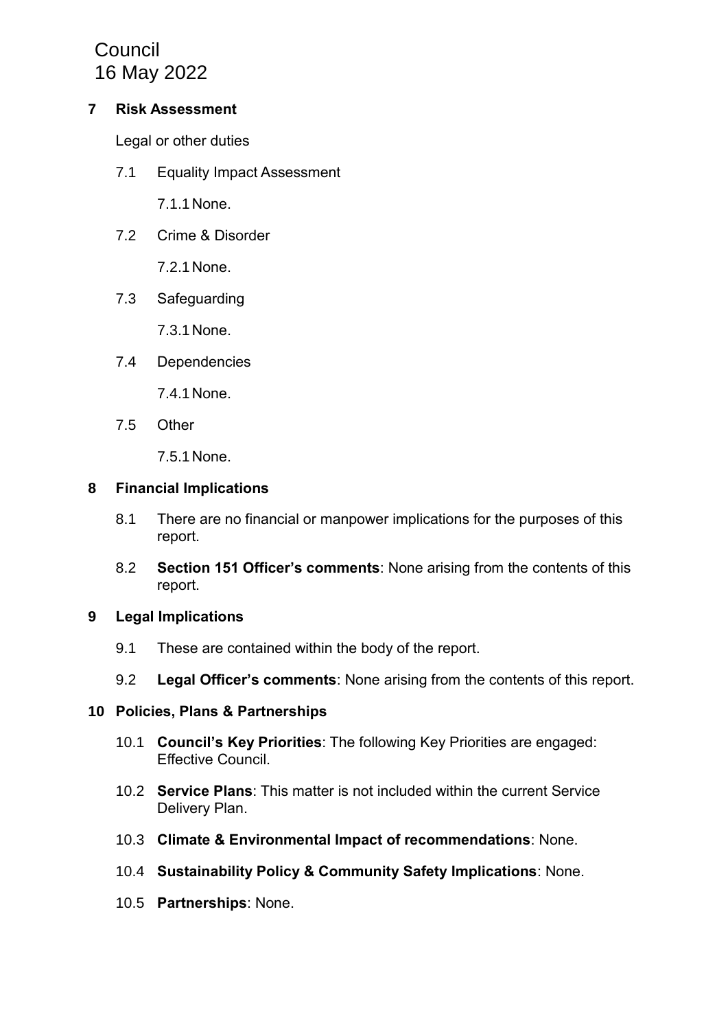## 7 Risk Assessment

Legal or other duties

7.1 Equality Impact Assessment

7.1.1 None.

7.2 Crime & Disorder

7.2.1 None.

7.3 Safeguarding

7.3.1 None.

7.4 Dependencies

7.4.1 None.

7.5 Other

7.5.1 None.

## 8 Financial Implications

8.1 There are no financial or manpower implications for the purposes of this report.

8.2 **Section 151 Officer's comments**: None arising from the contents of this report.

## 9 Legal Implications

9.1 These are contained within the body of the report.

9.2 **Legal Officer's comments**: None arising from the contents of this report.

## 10 Policies, Plans & Partnerships

10.1 **Council's Key Priorities**: The following Key Priorities are engaged: Effective Council.

10.2 **Service Plans**: This matter is not included within the current Service Delivery Plan.

10.3 **Climate & Environmental Impact of recommendations**: None.

10.4 **Sustainability Policy & Community Safety Implications**: None.

10.5 **Partnerships**: None.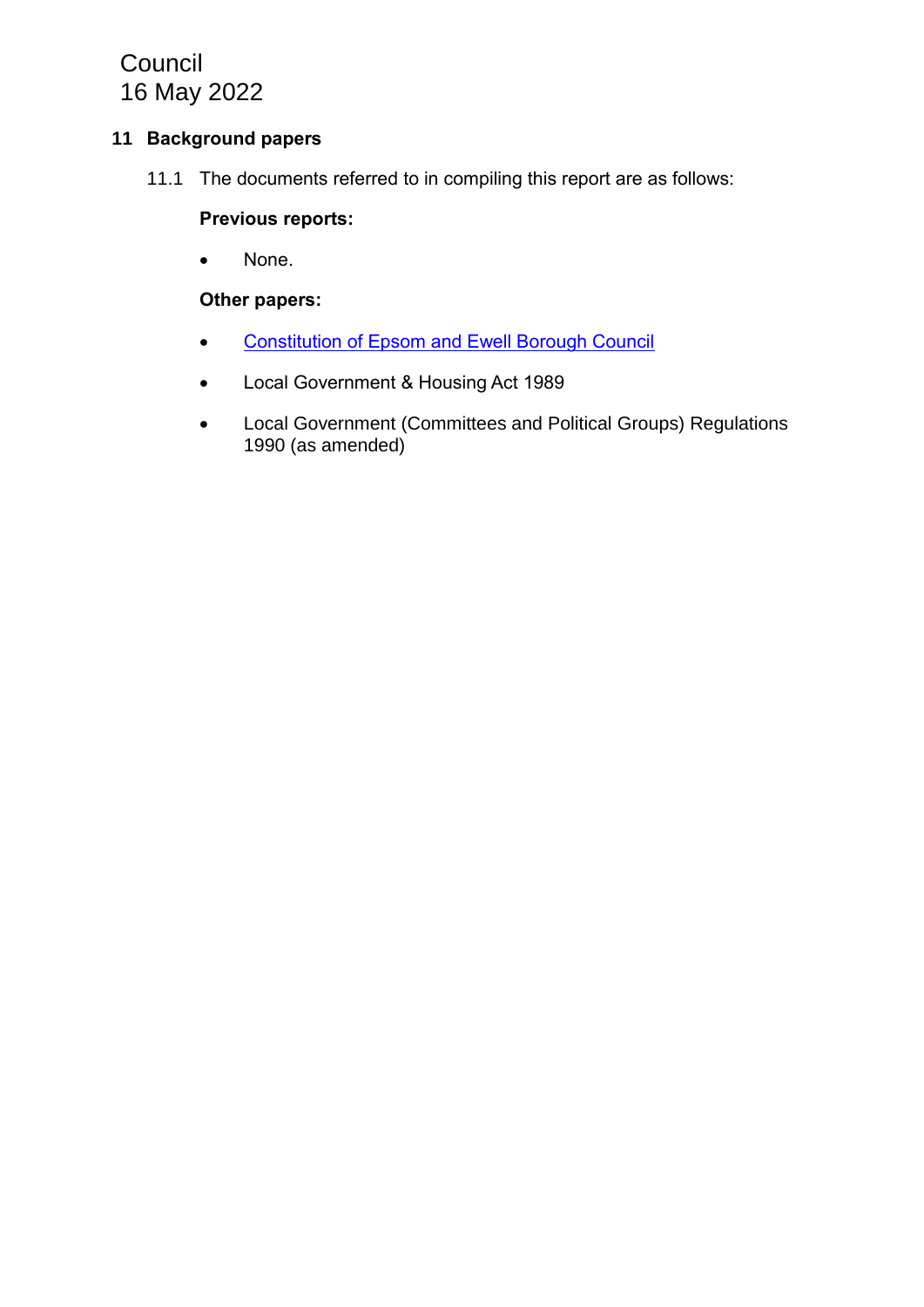## 11 Background papers

11.1 The documents referred to in compiling this report are as follows:

**Previous reports:**

- None.

**Other papers:**

- Constitution of Epsom and Ewell Borough Council
- Local Government & Housing Act 1989
- Local Government (Committees and Political Groups) Regulations 1990 (as amended)